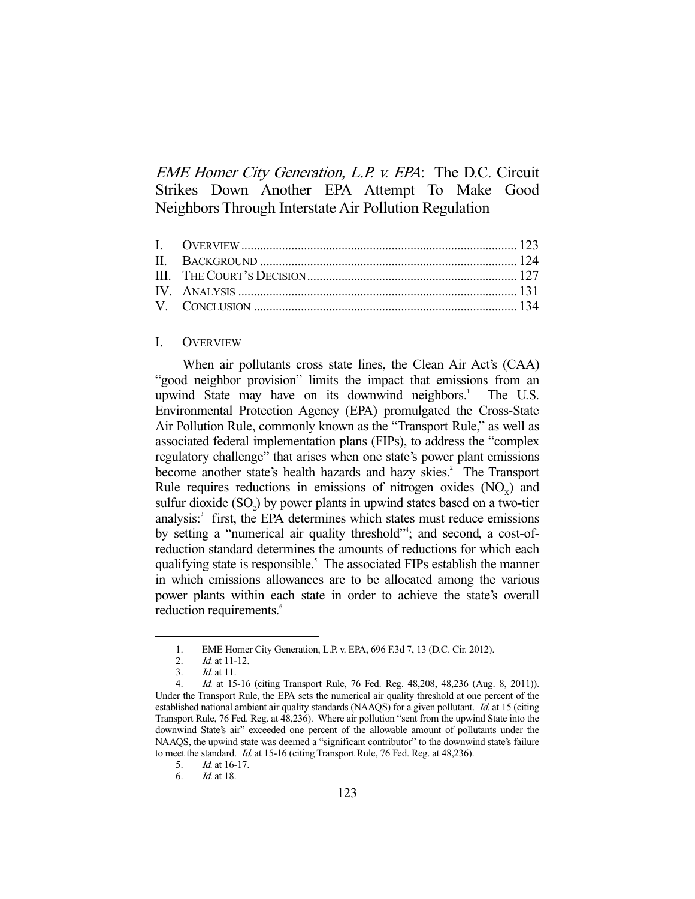# *EME Homer City Generation, L.P. v. EPA*: The D.C. Circuit Strikes Down Another EPA Attempt To Make Good Neighbors Through Interstate Air Pollution Regulation

| | |
|---|---|
| I. OVERVIEW | 123 |
| II. BACKGROUND | 124 |
| III. THE COURT'S DECISION | 127 |
| IV. ANALYSIS | 131 |
| V. CONCLUSION | 134 |

## I. OVERVIEW

When air pollutants cross state lines, the Clean Air Act's (CAA) "good neighbor provision" limits the impact that emissions from an upwind State may have on its downwind neighbors.[1] The U.S. Environmental Protection Agency (EPA) promulgated the Cross-State Air Pollution Rule, commonly known as the "Transport Rule," as well as associated federal implementation plans (FIPs), to address the "complex regulatory challenge" that arises when one state's power plant emissions become another state's health hazards and hazy skies.[2] The Transport Rule requires reductions in emissions of nitrogen oxides ($NO_x$) and sulfur dioxide ($SO_2$) by power plants in upwind states based on a two-tier analysis:[3] first, the EPA determines which states must reduce emissions by setting a "numerical air quality threshold"[4]; and second, a cost-of-reduction standard determines the amounts of reductions for which each qualifying state is responsible.[5] The associated FIPs establish the manner in which emissions allowances are to be allocated among the various power plants within each state in order to achieve the state's overall reduction requirements.[6]

---

1. EME Homer City Generation, L.P. v. EPA, 696 F.3d 7, 13 (D.C. Cir. 2012).
2. *Id.* at 11-12.
3. *Id.* at 11.
4. *Id.* at 15-16 (citing Transport Rule, 76 Fed. Reg. 48,208, 48,236 (Aug. 8, 2011)). Under the Transport Rule, the EPA sets the numerical air quality threshold at one percent of the established national ambient air quality standards (NAAQS) for a given pollutant. *Id.* at 15 (citing Transport Rule, 76 Fed. Reg. at 48,236). Where air pollution "sent from the upwind State into the downwind State's air" exceeded one percent of the allowable amount of pollutants under the NAAQS, the upwind state was deemed a "significant contributor" to the downwind state's failure to meet the standard. *Id.* at 15-16 (citing Transport Rule, 76 Fed. Reg. at 48,236).
5. *Id.* at 16-17.
6. *Id.* at 18.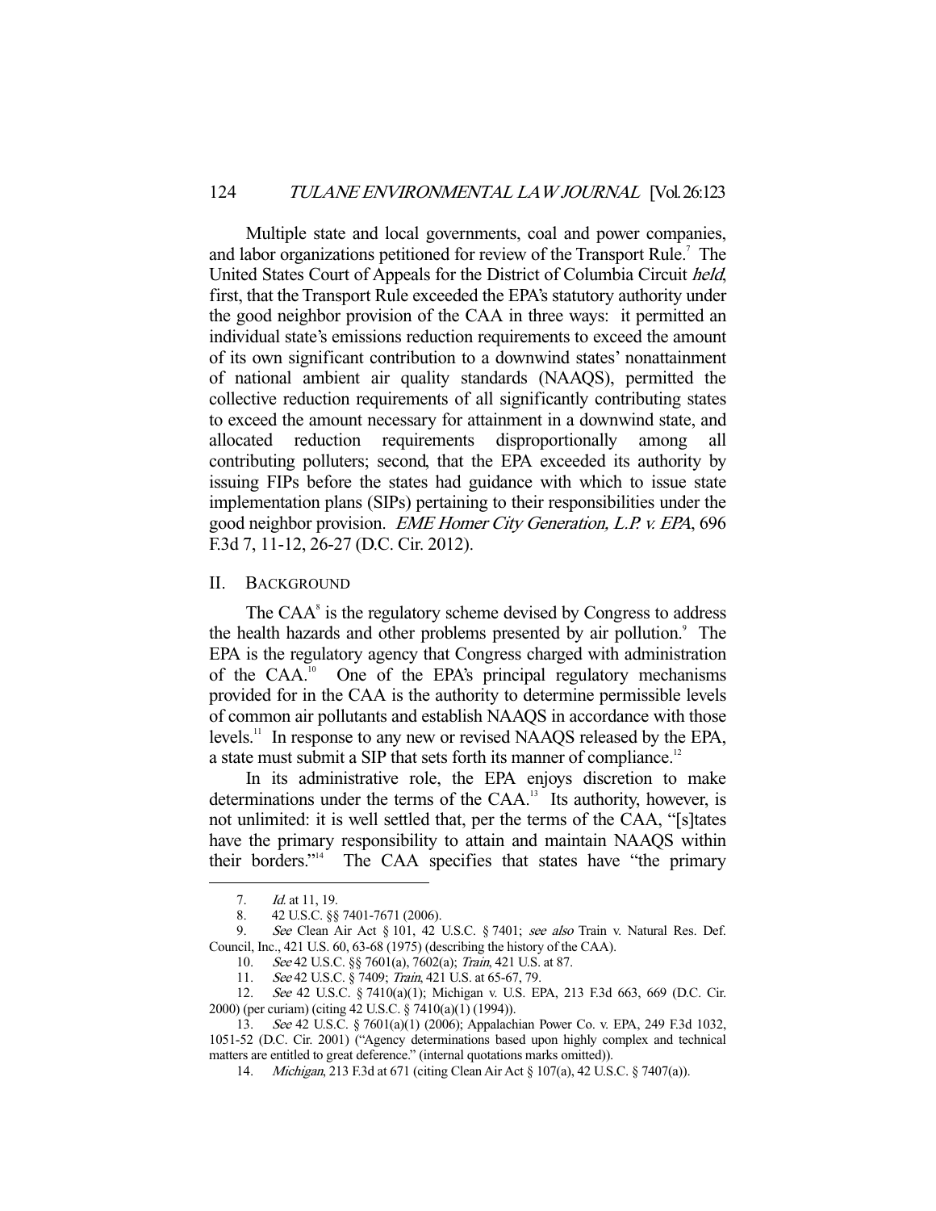Multiple state and local governments, coal and power companies, and labor organizations petitioned for review of the Transport Rule.[7] The United States Court of Appeals for the District of Columbia Circuit *held*, first, that the Transport Rule exceeded the EPA's statutory authority under the good neighbor provision of the CAA in three ways: it permitted an individual state's emissions reduction requirements to exceed the amount of its own significant contribution to a downwind states' nonattainment of national ambient air quality standards (NAAQS), permitted the collective reduction requirements of all significantly contributing states to exceed the amount necessary for attainment in a downwind state, and allocated reduction requirements disproportionally among all contributing polluters; second, that the EPA exceeded its authority by issuing FIPs before the states had guidance with which to issue state implementation plans (SIPs) pertaining to their responsibilities under the good neighbor provision. *EME Homer City Generation, L.P. v. EPA*, 696 F.3d 7, 11-12, 26-27 (D.C. Cir. 2012).

## II. BACKGROUND

The CAA[8] is the regulatory scheme devised by Congress to address the health hazards and other problems presented by air pollution.[9] The EPA is the regulatory agency that Congress charged with administration of the CAA.[10] One of the EPA's principal regulatory mechanisms provided for in the CAA is the authority to determine permissible levels of common air pollutants and establish NAAQS in accordance with those levels.[11] In response to any new or revised NAAQS released by the EPA, a state must submit a SIP that sets forth its manner of compliance.[12]

In its administrative role, the EPA enjoys discretion to make determinations under the terms of the CAA.[13] Its authority, however, is not unlimited: it is well settled that, per the terms of the CAA, "[s]tates have the primary responsibility to attain and maintain NAAQS within their borders."[14] The CAA specifies that states have "the primary

---

7. *Id.* at 11, 19.

8. 42 U.S.C. §§ 7401-7671 (2006).

9. *See* Clean Air Act § 101, 42 U.S.C. § 7401; *see also* Train v. Natural Res. Def. Council, Inc., 421 U.S. 60, 63-68 (1975) (describing the history of the CAA).

10. *See* 42 U.S.C. §§ 7601(a), 7602(a); *Train*, 421 U.S. at 87.

11. *See* 42 U.S.C. § 7409; *Train*, 421 U.S. at 65-67, 79.

12. *See* 42 U.S.C. § 7410(a)(1); Michigan v. U.S. EPA, 213 F.3d 663, 669 (D.C. Cir. 2000) (per curiam) (citing 42 U.S.C. § 7410(a)(1) (1994)).

13. *See* 42 U.S.C. § 7601(a)(1) (2006); Appalachian Power Co. v. EPA, 249 F.3d 1032, 1051-52 (D.C. Cir. 2001) ("Agency determinations based upon highly complex and technical matters are entitled to great deference." (internal quotations marks omitted)).

14. *Michigan*, 213 F.3d at 671 (citing Clean Air Act § 107(a), 42 U.S.C. § 7407(a)).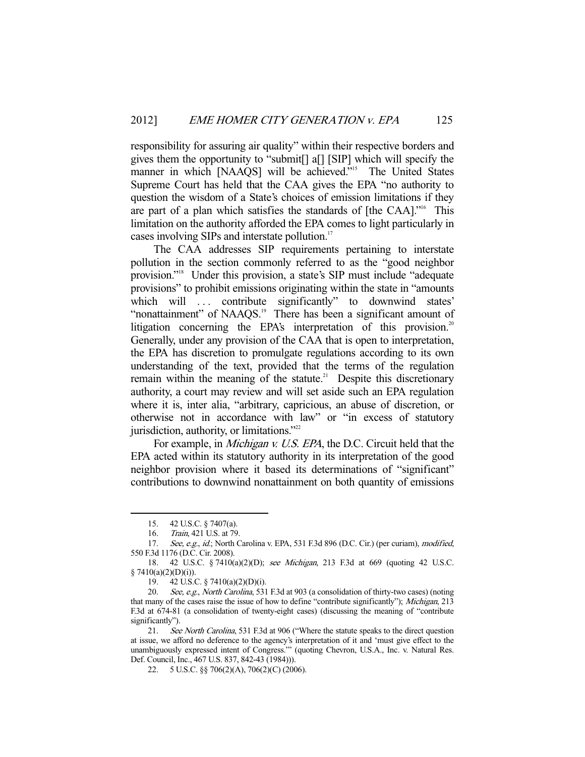responsibility for assuring air quality" within their respective borders and gives them the opportunity to "submit[] a[] [SIP] which will specify the manner in which [NAAQS] will be achieved."[15] The United States Supreme Court has held that the CAA gives the EPA "no authority to question the wisdom of a State's choices of emission limitations if they are part of a plan which satisfies the standards of [the CAA]."[16] This limitation on the authority afforded the EPA comes to light particularly in cases involving SIPs and interstate pollution.[17]

The CAA addresses SIP requirements pertaining to interstate pollution in the section commonly referred to as the "good neighbor provision."[18] Under this provision, a state's SIP must include "adequate provisions" to prohibit emissions originating within the state in "amounts which will . . . contribute significantly" to downwind states' "nonattainment" of NAAQS.[19] There has been a significant amount of litigation concerning the EPA's interpretation of this provision.[20] Generally, under any provision of the CAA that is open to interpretation, the EPA has discretion to promulgate regulations according to its own understanding of the text, provided that the terms of the regulation remain within the meaning of the statute.[21] Despite this discretionary authority, a court may review and will set aside such an EPA regulation where it is, inter alia, "arbitrary, capricious, an abuse of discretion, or otherwise not in accordance with law" or "in excess of statutory jurisdiction, authority, or limitations."[22]

For example, in *Michigan v. U.S. EPA*, the D.C. Circuit held that the EPA acted within its statutory authority in its interpretation of the good neighbor provision where it based its determinations of "significant" contributions to downwind nonattainment on both quantity of emissions

---

15. 42 U.S.C. § 7407(a).

16. *Train*, 421 U.S. at 79.

17. *See, e.g.*, *id.*; North Carolina v. EPA, 531 F.3d 896 (D.C. Cir.) (per curiam), *modified*, 550 F.3d 1176 (D.C. Cir. 2008).

18. 42 U.S.C. § 7410(a)(2)(D); *see Michigan*, 213 F.3d at 669 (quoting 42 U.S.C. § 7410(a)(2)(D)(i)).

19. 42 U.S.C. § 7410(a)(2)(D)(i).

20. *See, e.g.*, *North Carolina*, 531 F.3d at 903 (a consolidation of thirty-two cases) (noting that many of the cases raise the issue of how to define "contribute significantly"); *Michigan*, 213 F.3d at 674-81 (a consolidation of twenty-eight cases) (discussing the meaning of "contribute significantly").

21. *See North Carolina*, 531 F.3d at 906 ("Where the statute speaks to the direct question at issue, we afford no deference to the agency's interpretation of it and 'must give effect to the unambiguously expressed intent of Congress.'" (quoting Chevron, U.S.A., Inc. v. Natural Res. Def. Council, Inc., 467 U.S. 837, 842-43 (1984))).

22. 5 U.S.C. §§ 706(2)(A), 706(2)(C) (2006).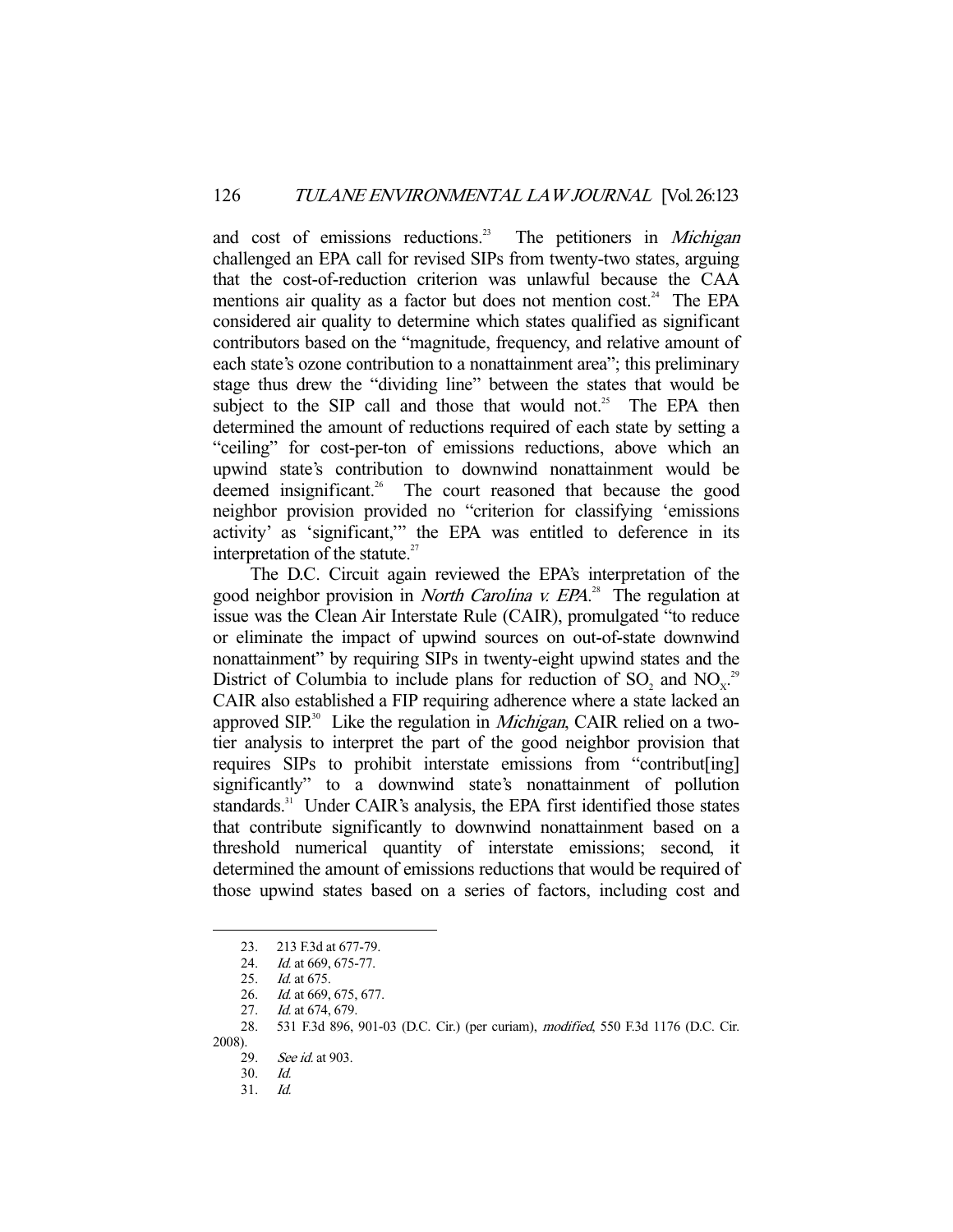and cost of emissions reductions.[23] The petitioners in *Michigan* challenged an EPA call for revised SIPs from twenty-two states, arguing that the cost-of-reduction criterion was unlawful because the CAA mentions air quality as a factor but does not mention cost.[24] The EPA considered air quality to determine which states qualified as significant contributors based on the "magnitude, frequency, and relative amount of each state's ozone contribution to a nonattainment area"; this preliminary stage thus drew the "dividing line" between the states that would be subject to the SIP call and those that would not.[25] The EPA then determined the amount of reductions required of each state by setting a "ceiling" for cost-per-ton of emissions reductions, above which an upwind state's contribution to downwind nonattainment would be deemed insignificant.[26] The court reasoned that because the good neighbor provision provided no "criterion for classifying 'emissions activity' as 'significant,'" the EPA was entitled to deference in its interpretation of the statute.[27]

The D.C. Circuit again reviewed the EPA's interpretation of the good neighbor provision in *North Carolina v. EPA*.[28] The regulation at issue was the Clean Air Interstate Rule (CAIR), promulgated "to reduce or eliminate the impact of upwind sources on out-of-state downwind nonattainment" by requiring SIPs in twenty-eight upwind states and the District of Columbia to include plans for reduction of $SO_2$ and $NO_X$.[29] CAIR also established a FIP requiring adherence where a state lacked an approved SIP.[30] Like the regulation in *Michigan*, CAIR relied on a two-tier analysis to interpret the part of the good neighbor provision that requires SIPs to prohibit interstate emissions from "contribut[ing] significantly" to a downwind state's nonattainment of pollution standards.[31] Under CAIR's analysis, the EPA first identified those states that contribute significantly to downwind nonattainment based on a threshold numerical quantity of interstate emissions; second, it determined the amount of emissions reductions that would be required of those upwind states based on a series of factors, including cost and

---

23. 213 F.3d at 677-79.

24. *Id.* at 669, 675-77.

25. *Id.* at 675.

26. *Id.* at 669, 675, 677.

27. *Id.* at 674, 679.

28. 531 F.3d 896, 901-03 (D.C. Cir.) (per curiam), *modified*, 550 F.3d 1176 (D.C. Cir. 2008).

29. *See id.* at 903.

30. *Id.*

31. *Id.*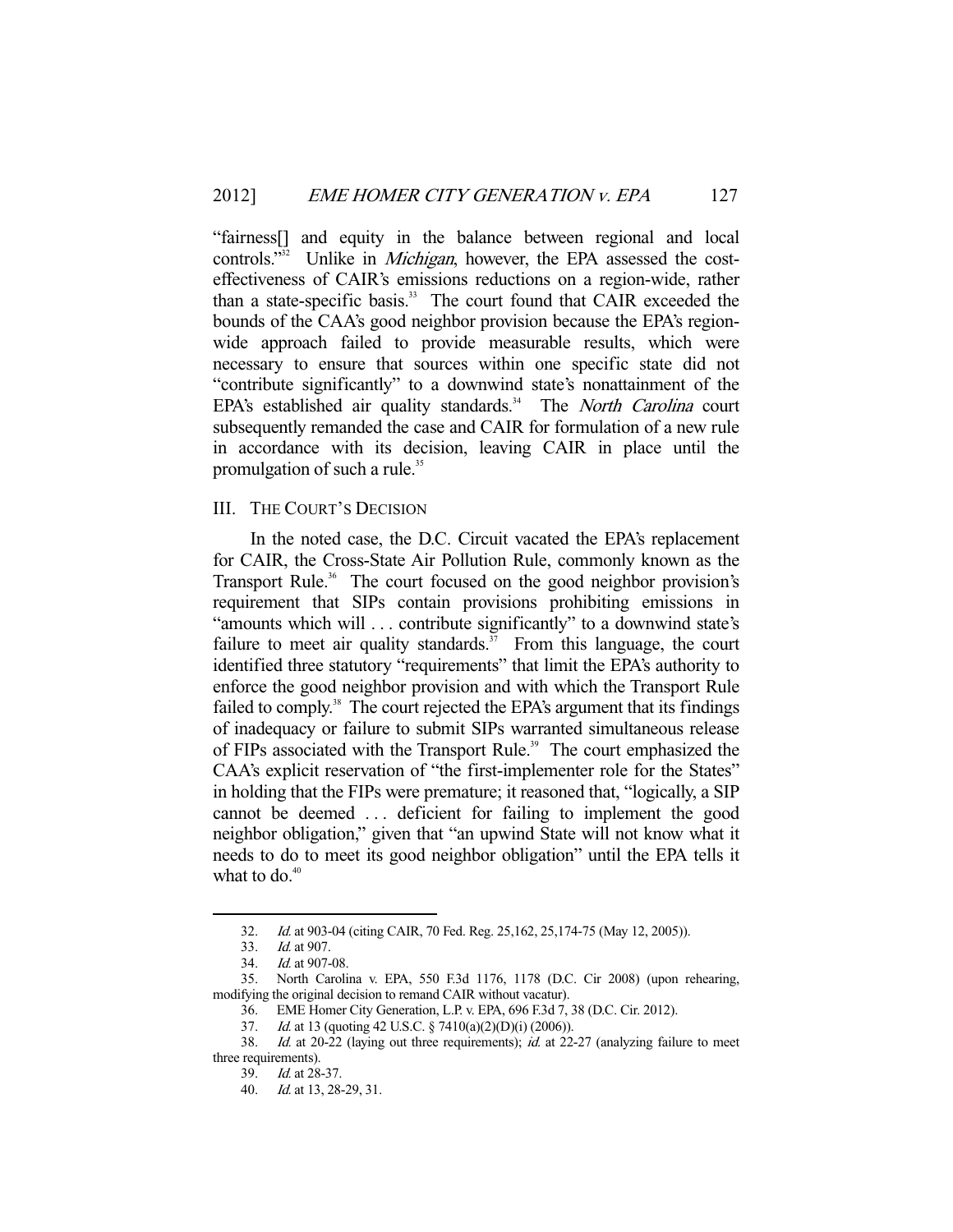"fairness[] and equity in the balance between regional and local controls."[32] Unlike in *Michigan*, however, the EPA assessed the cost-effectiveness of CAIR's emissions reductions on a region-wide, rather than a state-specific basis.[33] The court found that CAIR exceeded the bounds of the CAA's good neighbor provision because the EPA's region-wide approach failed to provide measurable results, which were necessary to ensure that sources within one specific state did not "contribute significantly" to a downwind state's nonattainment of the EPA's established air quality standards.[34] The *North Carolina* court subsequently remanded the case and CAIR for formulation of a new rule in accordance with its decision, leaving CAIR in place until the promulgation of such a rule.[35]

## III. THE COURT'S DECISION

In the noted case, the D.C. Circuit vacated the EPA's replacement for CAIR, the Cross-State Air Pollution Rule, commonly known as the Transport Rule.[36] The court focused on the good neighbor provision's requirement that SIPs contain provisions prohibiting emissions in "amounts which will . . . contribute significantly" to a downwind state's failure to meet air quality standards.[37] From this language, the court identified three statutory "requirements" that limit the EPA's authority to enforce the good neighbor provision and with which the Transport Rule failed to comply.[38] The court rejected the EPA's argument that its findings of inadequacy or failure to submit SIPs warranted simultaneous release of FIPs associated with the Transport Rule.[39] The court emphasized the CAA's explicit reservation of "the first-implementer role for the States" in holding that the FIPs were premature; it reasoned that, "logically, a SIP cannot be deemed . . . deficient for failing to implement the good neighbor obligation," given that "an upwind State will not know what it needs to do to meet its good neighbor obligation" until the EPA tells it what to do.[40]

---

32. *Id.* at 903-04 (citing CAIR, 70 Fed. Reg. 25,162, 25,174-75 (May 12, 2005)).

33. *Id.* at 907.

34. *Id.* at 907-08.

35. North Carolina v. EPA, 550 F.3d 1176, 1178 (D.C. Cir 2008) (upon rehearing, modifying the original decision to remand CAIR without vacatur).

36. EME Homer City Generation, L.P. v. EPA, 696 F.3d 7, 38 (D.C. Cir. 2012).

37. *Id.* at 13 (quoting 42 U.S.C. § 7410(a)(2)(D)(i) (2006)).

38. *Id.* at 20-22 (laying out three requirements); *id.* at 22-27 (analyzing failure to meet three requirements).

39. *Id.* at 28-37.

40. *Id.* at 13, 28-29, 31.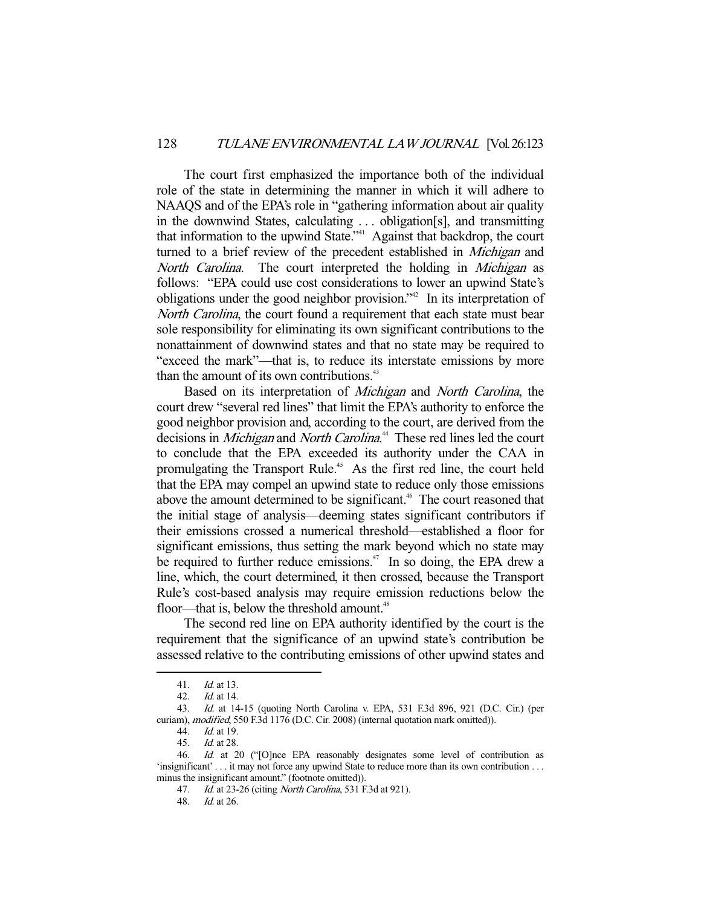The court first emphasized the importance both of the individual role of the state in determining the manner in which it will adhere to NAAQS and of the EPA's role in "gathering information about air quality in the downwind States, calculating . . . obligation[s], and transmitting that information to the upwind State."[41] Against that backdrop, the court turned to a brief review of the precedent established in *Michigan* and *North Carolina*. The court interpreted the holding in *Michigan* as follows: "EPA could use cost considerations to lower an upwind State's obligations under the good neighbor provision."[42] In its interpretation of *North Carolina*, the court found a requirement that each state must bear sole responsibility for eliminating its own significant contributions to the nonattainment of downwind states and that no state may be required to "exceed the mark"—that is, to reduce its interstate emissions by more than the amount of its own contributions.[43]

Based on its interpretation of *Michigan* and *North Carolina*, the court drew "several red lines" that limit the EPA's authority to enforce the good neighbor provision and, according to the court, are derived from the decisions in *Michigan* and *North Carolina*.[44] These red lines led the court to conclude that the EPA exceeded its authority under the CAA in promulgating the Transport Rule.[45] As the first red line, the court held that the EPA may compel an upwind state to reduce only those emissions above the amount determined to be significant.[46] The court reasoned that the initial stage of analysis—deeming states significant contributors if their emissions crossed a numerical threshold—established a floor for significant emissions, thus setting the mark beyond which no state may be required to further reduce emissions.[47] In so doing, the EPA drew a line, which, the court determined, it then crossed, because the Transport Rule's cost-based analysis may require emission reductions below the floor—that is, below the threshold amount.[48]

The second red line on EPA authority identified by the court is the requirement that the significance of an upwind state's contribution be assessed relative to the contributing emissions of other upwind states and

---

41. *Id.* at 13.

42. *Id.* at 14.

43. *Id.* at 14-15 (quoting North Carolina v. EPA, 531 F.3d 896, 921 (D.C. Cir.) (per curiam), *modified*, 550 F.3d 1176 (D.C. Cir. 2008) (internal quotation mark omitted)).

44. *Id.* at 19.

45. *Id.* at 28.

46. *Id.* at 20 ("[O]nce EPA reasonably designates some level of contribution as 'insignificant' . . . it may not force any upwind State to reduce more than its own contribution . . . minus the insignificant amount." (footnote omitted)).

47. *Id.* at 23-26 (citing *North Carolina*, 531 F.3d at 921).

48. *Id.* at 26.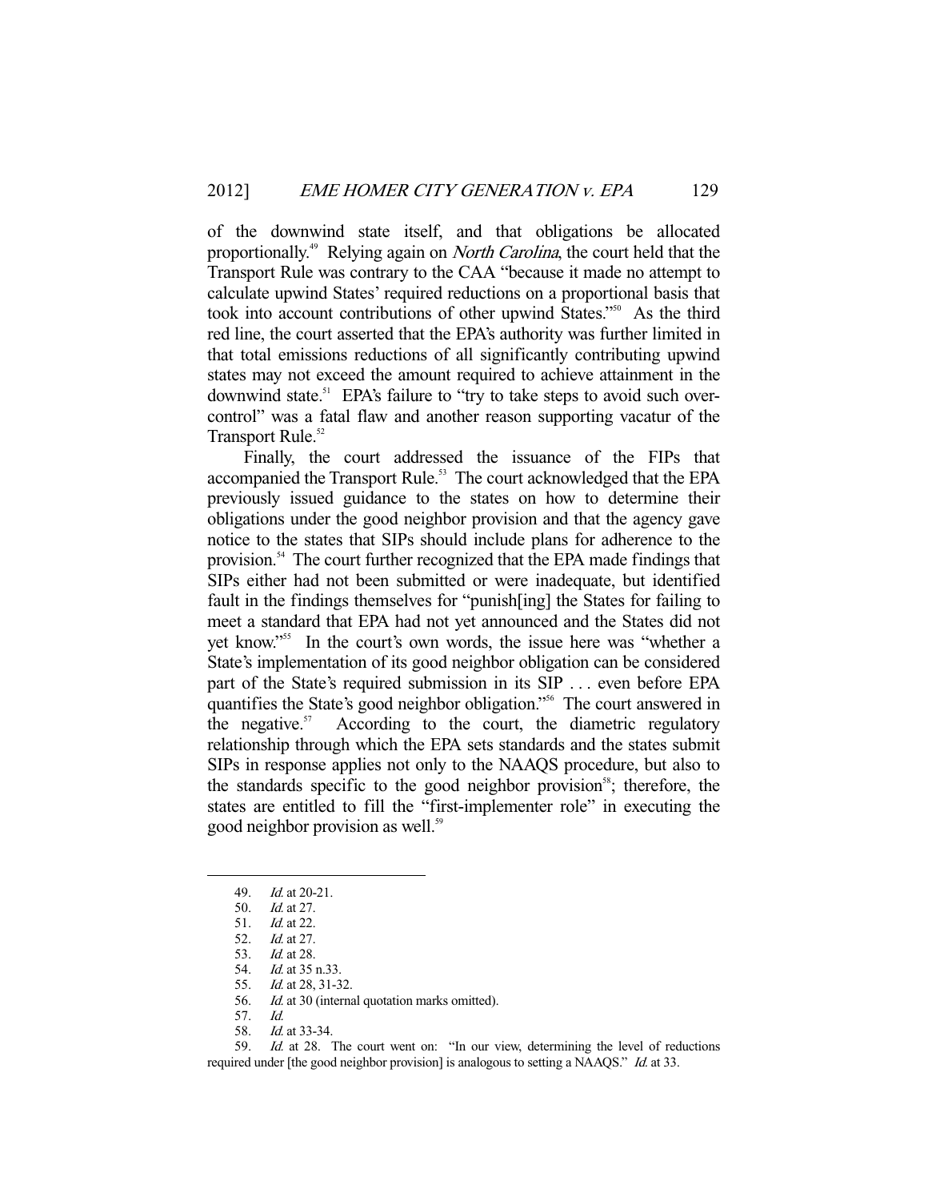of the downwind state itself, and that obligations be allocated proportionally.[49] Relying again on *North Carolina*, the court held that the Transport Rule was contrary to the CAA "because it made no attempt to calculate upwind States' required reductions on a proportional basis that took into account contributions of other upwind States."[50] As the third red line, the court asserted that the EPA's authority was further limited in that total emissions reductions of all significantly contributing upwind states may not exceed the amount required to achieve attainment in the downwind state.[51] EPA's failure to "try to take steps to avoid such over-control" was a fatal flaw and another reason supporting vacatur of the Transport Rule.[52]

Finally, the court addressed the issuance of the FIPs that accompanied the Transport Rule.[53] The court acknowledged that the EPA previously issued guidance to the states on how to determine their obligations under the good neighbor provision and that the agency gave notice to the states that SIPs should include plans for adherence to the provision.[54] The court further recognized that the EPA made findings that SIPs either had not been submitted or were inadequate, but identified fault in the findings themselves for "punish[ing] the States for failing to meet a standard that EPA had not yet announced and the States did not yet know."[55] In the court's own words, the issue here was "whether a State's implementation of its good neighbor obligation can be considered part of the State's required submission in its SIP . . . even before EPA quantifies the State's good neighbor obligation."[56] The court answered in the negative.[57] According to the court, the diametric regulatory relationship through which the EPA sets standards and the states submit SIPs in response applies not only to the NAAQS procedure, but also to the standards specific to the good neighbor provision[58]; therefore, the states are entitled to fill the "first-implementer role" in executing the good neighbor provision as well.[59]

---

49. *Id.* at 20-21.
50. *Id.* at 27.
51. *Id.* at 22.
52. *Id.* at 27.
53. *Id.* at 28.
54. *Id.* at 35 n.33.
55. *Id.* at 28, 31-32.
56. *Id.* at 30 (internal quotation marks omitted).
57. *Id.*
58. *Id.* at 33-34.
59. *Id.* at 28. The court went on: "In our view, determining the level of reductions required under [the good neighbor provision] is analogous to setting a NAAQS." *Id.* at 33.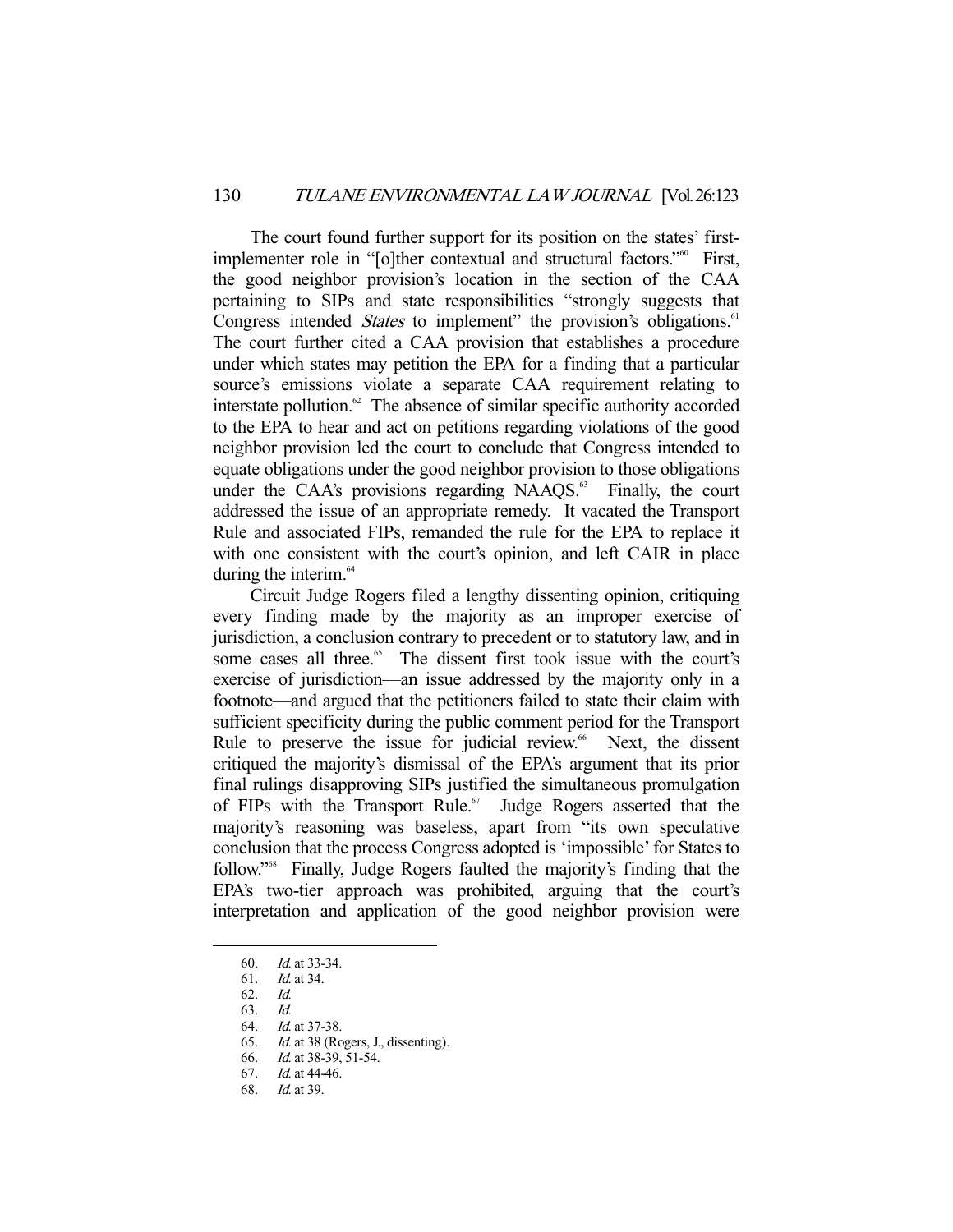The court found further support for its position on the states' first-implementer role in "[o]ther contextual and structural factors."[60] First, the good neighbor provision's location in the section of the CAA pertaining to SIPs and state responsibilities "strongly suggests that Congress intended *States* to implement" the provision's obligations.[61] The court further cited a CAA provision that establishes a procedure under which states may petition the EPA for a finding that a particular source's emissions violate a separate CAA requirement relating to interstate pollution.[62] The absence of similar specific authority accorded to the EPA to hear and act on petitions regarding violations of the good neighbor provision led the court to conclude that Congress intended to equate obligations under the good neighbor provision to those obligations under the CAA's provisions regarding NAAQS.[63] Finally, the court addressed the issue of an appropriate remedy. It vacated the Transport Rule and associated FIPs, remanded the rule for the EPA to replace it with one consistent with the court's opinion, and left CAIR in place during the interim.[64]

Circuit Judge Rogers filed a lengthy dissenting opinion, critiquing every finding made by the majority as an improper exercise of jurisdiction, a conclusion contrary to precedent or to statutory law, and in some cases all three.[65] The dissent first took issue with the court's exercise of jurisdiction—an issue addressed by the majority only in a footnote—and argued that the petitioners failed to state their claim with sufficient specificity during the public comment period for the Transport Rule to preserve the issue for judicial review.[66] Next, the dissent critiqued the majority's dismissal of the EPA's argument that its prior final rulings disapproving SIPs justified the simultaneous promulgation of FIPs with the Transport Rule.[67] Judge Rogers asserted that the majority's reasoning was baseless, apart from "its own speculative conclusion that the process Congress adopted is 'impossible' for States to follow."[68] Finally, Judge Rogers faulted the majority's finding that the EPA's two-tier approach was prohibited, arguing that the court's interpretation and application of the good neighbor provision were

---

60. *Id.* at 33-34.
61. *Id.* at 34.
62. *Id.*
63. *Id.*
64. *Id.* at 37-38.
65. *Id.* at 38 (Rogers, J., dissenting).
66. *Id.* at 38-39, 51-54.
67. *Id.* at 44-46.
68. *Id.* at 39.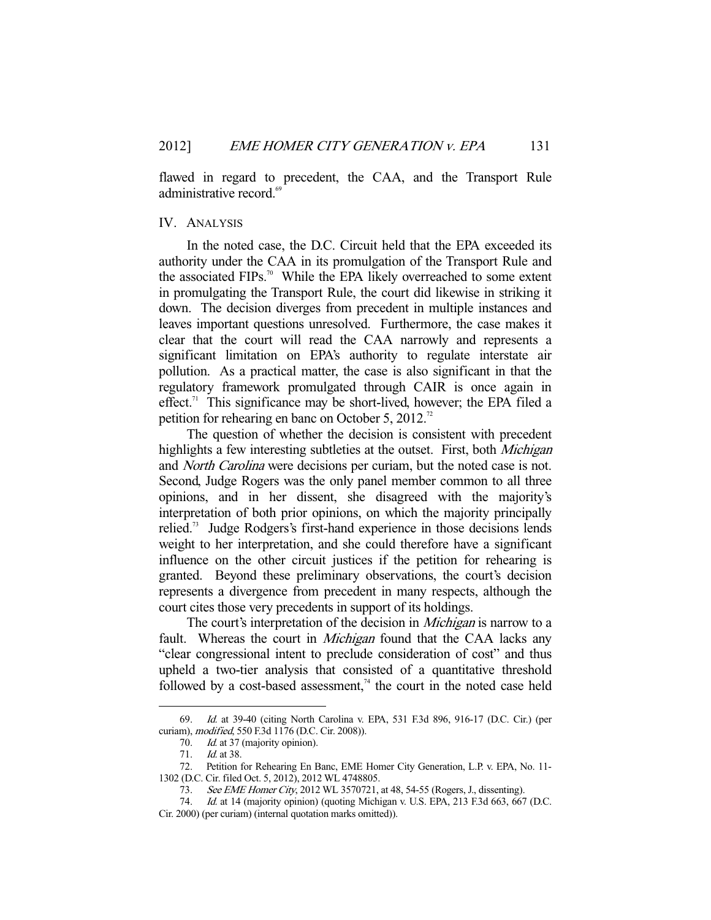flawed in regard to precedent, the CAA, and the Transport Rule administrative record.[69]

## IV. ANALYSIS

In the noted case, the D.C. Circuit held that the EPA exceeded its authority under the CAA in its promulgation of the Transport Rule and the associated FIPs.[70] While the EPA likely overreached to some extent in promulgating the Transport Rule, the court did likewise in striking it down. The decision diverges from precedent in multiple instances and leaves important questions unresolved. Furthermore, the case makes it clear that the court will read the CAA narrowly and represents a significant limitation on EPA's authority to regulate interstate air pollution. As a practical matter, the case is also significant in that the regulatory framework promulgated through CAIR is once again in effect.[71] This significance may be short-lived, however; the EPA filed a petition for rehearing en banc on October 5, 2012.[72]

The question of whether the decision is consistent with precedent highlights a few interesting subtleties at the outset. First, both *Michigan* and *North Carolina* were decisions per curiam, but the noted case is not. Second, Judge Rogers was the only panel member common to all three opinions, and in her dissent, she disagreed with the majority's interpretation of both prior opinions, on which the majority principally relied.[73] Judge Rodgers's first-hand experience in those decisions lends weight to her interpretation, and she could therefore have a significant influence on the other circuit justices if the petition for rehearing is granted. Beyond these preliminary observations, the court's decision represents a divergence from precedent in many respects, although the court cites those very precedents in support of its holdings.

The court's interpretation of the decision in *Michigan* is narrow to a fault. Whereas the court in *Michigan* found that the CAA lacks any "clear congressional intent to preclude consideration of cost" and thus upheld a two-tier analysis that consisted of a quantitative threshold followed by a cost-based assessment,[74] the court in the noted case held

---

69. *Id.* at 39-40 (citing North Carolina v. EPA, 531 F.3d 896, 916-17 (D.C. Cir.) (per curiam), *modified*, 550 F.3d 1176 (D.C. Cir. 2008)).

70. *Id.* at 37 (majority opinion).

71. *Id.* at 38.

72. Petition for Rehearing En Banc, EME Homer City Generation, L.P. v. EPA, No. 11-1302 (D.C. Cir. filed Oct. 5, 2012), 2012 WL 4748805.

73. *See EME Homer City*, 2012 WL 3570721, at 48, 54-55 (Rogers, J., dissenting).

74. *Id.* at 14 (majority opinion) (quoting Michigan v. U.S. EPA, 213 F.3d 663, 667 (D.C. Cir. 2000) (per curiam) (internal quotation marks omitted)).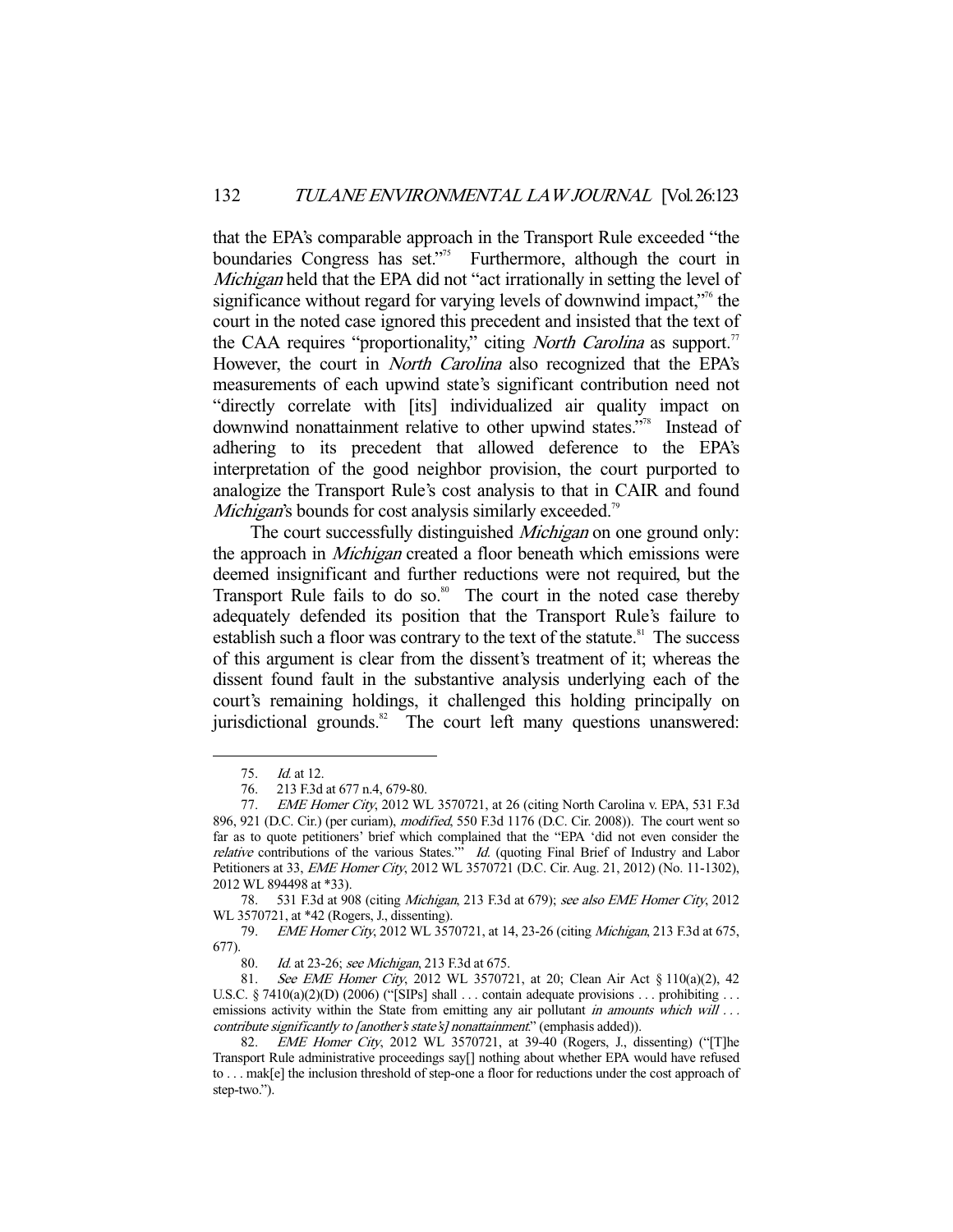that the EPA's comparable approach in the Transport Rule exceeded "the boundaries Congress has set."[75] Furthermore, although the court in *Michigan* held that the EPA did not "act irrationally in setting the level of significance without regard for varying levels of downwind impact,"[76] the court in the noted case ignored this precedent and insisted that the text of the CAA requires "proportionality," citing *North Carolina* as support.[77] However, the court in *North Carolina* also recognized that the EPA's measurements of each upwind state's significant contribution need not "directly correlate with [its] individualized air quality impact on downwind nonattainment relative to other upwind states."[78] Instead of adhering to its precedent that allowed deference to the EPA's interpretation of the good neighbor provision, the court purported to analogize the Transport Rule's cost analysis to that in CAIR and found *Michigan*'s bounds for cost analysis similarly exceeded.[79]

The court successfully distinguished *Michigan* on one ground only: the approach in *Michigan* created a floor beneath which emissions were deemed insignificant and further reductions were not required, but the Transport Rule fails to do so.[80] The court in the noted case thereby adequately defended its position that the Transport Rule's failure to establish such a floor was contrary to the text of the statute.[81] The success of this argument is clear from the dissent's treatment of it; whereas the dissent found fault in the substantive analysis underlying each of the court's remaining holdings, it challenged this holding principally on jurisdictional grounds.[82] The court left many questions unanswered:

---

75. *Id.* at 12.

76. 213 F.3d at 677 n.4, 679-80.

77. *EME Homer City*, 2012 WL 3570721, at 26 (citing North Carolina v. EPA, 531 F.3d 896, 921 (D.C. Cir.) (per curiam), *modified*, 550 F.3d 1176 (D.C. Cir. 2008)). The court went so far as to quote petitioners' brief which complained that the "EPA 'did not even consider the *relative* contributions of the various States.'" *Id.* (quoting Final Brief of Industry and Labor Petitioners at 33, *EME Homer City*, 2012 WL 3570721 (D.C. Cir. Aug. 21, 2012) (No. 11-1302), 2012 WL 894498 at *33).

78. 531 F.3d at 908 (citing *Michigan*, 213 F.3d at 679); *see also EME Homer City*, 2012 WL 3570721, at *42 (Rogers, J., dissenting).

79. *EME Homer City*, 2012 WL 3570721, at 14, 23-26 (citing *Michigan*, 213 F.3d at 675, 677).

80. *Id.* at 23-26; *see Michigan*, 213 F.3d at 675.

81. *See EME Homer City*, 2012 WL 3570721, at 20; Clean Air Act § 110(a)(2), 42 U.S.C. § 7410(a)(2)(D) (2006) ("[SIPs] shall . . . contain adequate provisions . . . prohibiting . . . emissions activity within the State from emitting any air pollutant *in amounts which will . . . contribute significantly to [another's state's] nonattainment*." (emphasis added)).

82. *EME Homer City*, 2012 WL 3570721, at 39-40 (Rogers, J., dissenting) ("[T]he Transport Rule administrative proceedings say[] nothing about whether EPA would have refused to . . . mak[e] the inclusion threshold of step-one a floor for reductions under the cost approach of step-two.").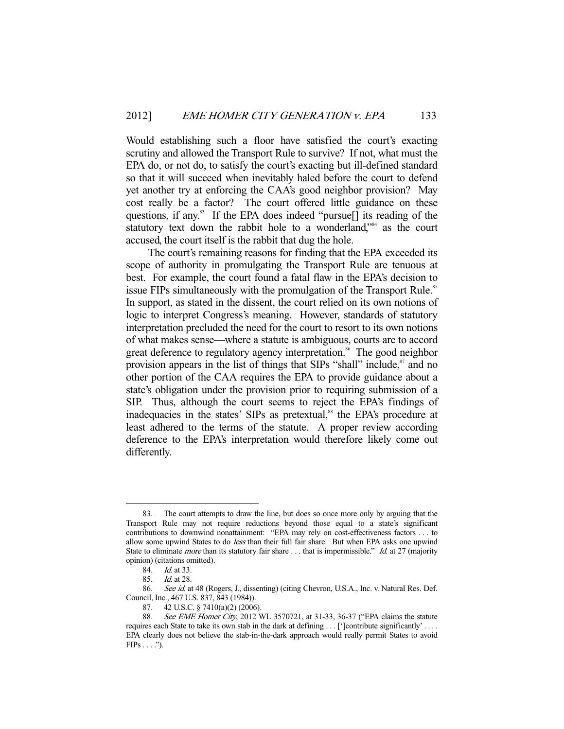Would establishing such a floor have satisfied the court's exacting scrutiny and allowed the Transport Rule to survive? If not, what must the EPA do, or not do, to satisfy the court's exacting but ill-defined standard so that it will succeed when inevitably haled before the court to defend yet another try at enforcing the CAA's good neighbor provision? May cost really be a factor? The court offered little guidance on these questions, if any.[83] If the EPA does indeed "pursue[] its reading of the statutory text down the rabbit hole to a wonderland,"[84] as the court accused, the court itself is the rabbit that dug the hole.

The court's remaining reasons for finding that the EPA exceeded its scope of authority in promulgating the Transport Rule are tenuous at best. For example, the court found a fatal flaw in the EPA's decision to issue FIPs simultaneously with the promulgation of the Transport Rule.[85] In support, as stated in the dissent, the court relied on its own notions of logic to interpret Congress's meaning. However, standards of statutory interpretation precluded the need for the court to resort to its own notions of what makes sense—where a statute is ambiguous, courts are to accord great deference to regulatory agency interpretation.[86] The good neighbor provision appears in the list of things that SIPs "shall" include,[87] and no other portion of the CAA requires the EPA to provide guidance about a state's obligation under the provision prior to requiring submission of a SIP. Thus, although the court seems to reject the EPA's findings of inadequacies in the states' SIPs as pretextual,[88] the EPA's procedure at least adhered to the terms of the statute. A proper review according deference to the EPA's interpretation would therefore likely come out differently.

---

83. The court attempts to draw the line, but does so once more only by arguing that the Transport Rule may not require reductions beyond those equal to a state's significant contributions to downwind nonattainment: "EPA may rely on cost-effectiveness factors . . . to allow some upwind States to do *less* than their full fair share. But when EPA asks one upwind State to eliminate *more* than its statutory fair share . . . that is impermissible." *Id.* at 27 (majority opinion) (citations omitted).

84. *Id.* at 33.

85. *Id.* at 28.

86. *See id.* at 48 (Rogers, J., dissenting) (citing Chevron, U.S.A., Inc. v. Natural Res. Def. Council, Inc., 467 U.S. 837, 843 (1984)).

87. 42 U.S.C. § 7410(a)(2) (2006).

88. *See EME Homer City*, 2012 WL 3570721, at 31-33, 36-37 ("EPA claims the statute requires each State to take its own stab in the dark at defining . . . [']contribute significantly' . . . . EPA clearly does not believe the stab-in-the-dark approach would really permit States to avoid FIPs . . . .").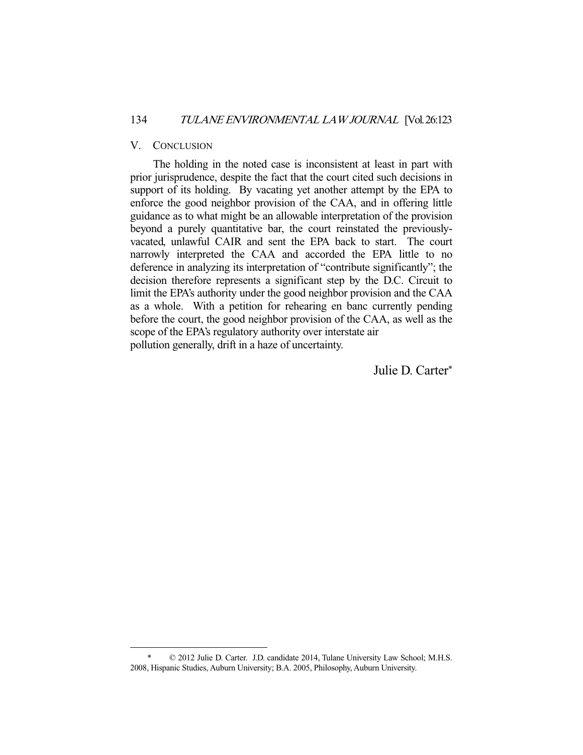## V. CONCLUSION

The holding in the noted case is inconsistent at least in part with prior jurisprudence, despite the fact that the court cited such decisions in support of its holding. By vacating yet another attempt by the EPA to enforce the good neighbor provision of the CAA, and in offering little guidance as to what might be an allowable interpretation of the provision beyond a purely quantitative bar, the court reinstated the previously-vacated, unlawful CAIR and sent the EPA back to start. The court narrowly interpreted the CAA and accorded the EPA little to no deference in analyzing its interpretation of "contribute significantly"; the decision therefore represents a significant step by the D.C. Circuit to limit the EPA's authority under the good neighbor provision and the CAA as a whole. With a petition for rehearing en banc currently pending before the court, the good neighbor provision of the CAA, as well as the scope of the EPA's regulatory authority over interstate air pollution generally, drift in a haze of uncertainty.

Julie D. Carter*

---

\* © 2012 Julie D. Carter. J.D. candidate 2014, Tulane University Law School; M.H.S. 2008, Hispanic Studies, Auburn University; B.A. 2005, Philosophy, Auburn University.